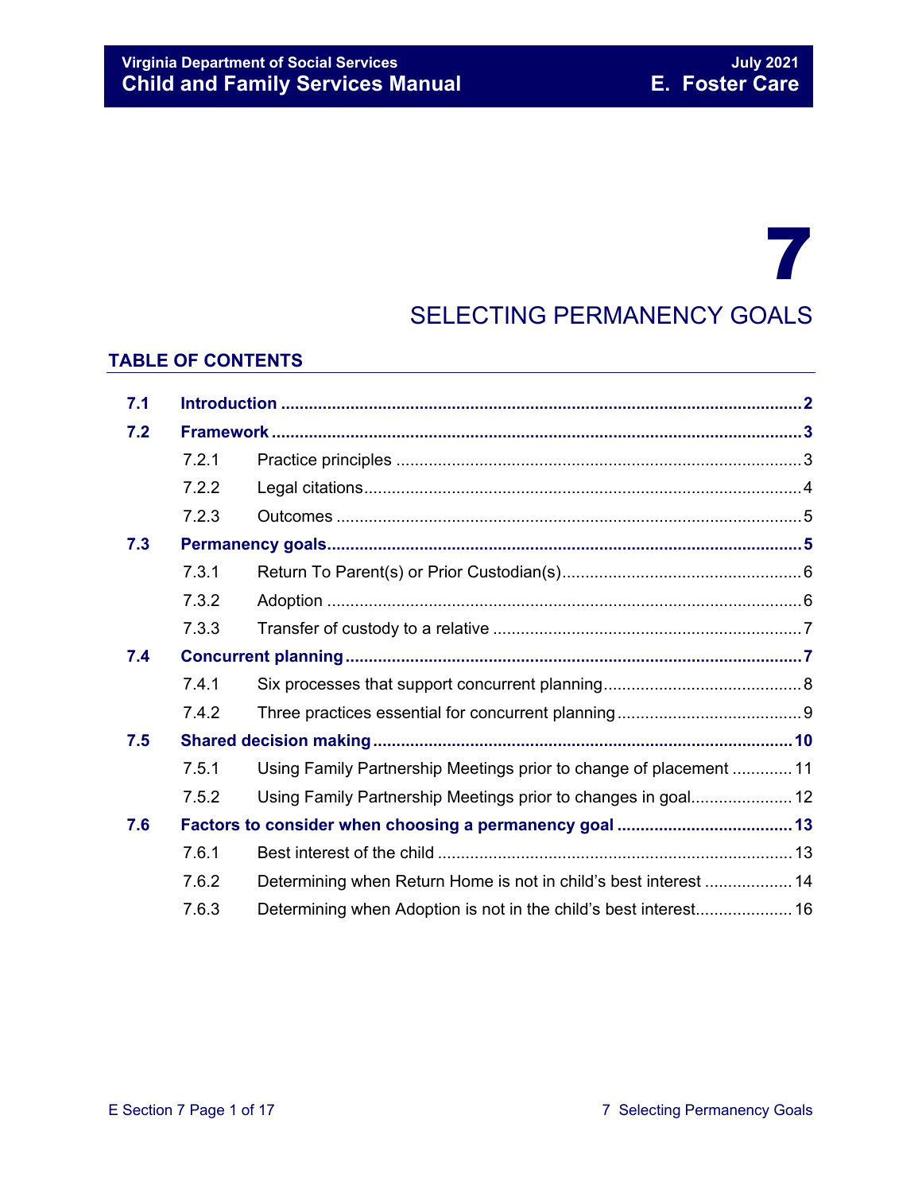# 7

# SELECTING PERMANENCY GOALS

## TABLE OF CONTENTS

| | | |
|---|---|---|
| **7.1** | **Introduction** | **2** |
| **7.2** | **Framework** | **3** |
| 7.2.1 | Practice principles | 3 |
| 7.2.2 | Legal citations | 4 |
| 7.2.3 | Outcomes | 5 |
| **7.3** | **Permanency goals** | **5** |
| 7.3.1 | Return To Parent(s) or Prior Custodian(s) | 6 |
| 7.3.2 | Adoption | 6 |
| 7.3.3 | Transfer of custody to a relative | 7 |
| **7.4** | **Concurrent planning** | **7** |
| 7.4.1 | Six processes that support concurrent planning | 8 |
| 7.4.2 | Three practices essential for concurrent planning | 9 |
| **7.5** | **Shared decision making** | **10** |
| 7.5.1 | Using Family Partnership Meetings prior to change of placement | 11 |
| 7.5.2 | Using Family Partnership Meetings prior to changes in goal | 12 |
| **7.6** | **Factors to consider when choosing a permanency goal** | **13** |
| 7.6.1 | Best interest of the child | 13 |
| 7.6.2 | Determining when Return Home is not in child's best interest | 14 |
| 7.6.3 | Determining when Adoption is not in the child's best interest | 16 |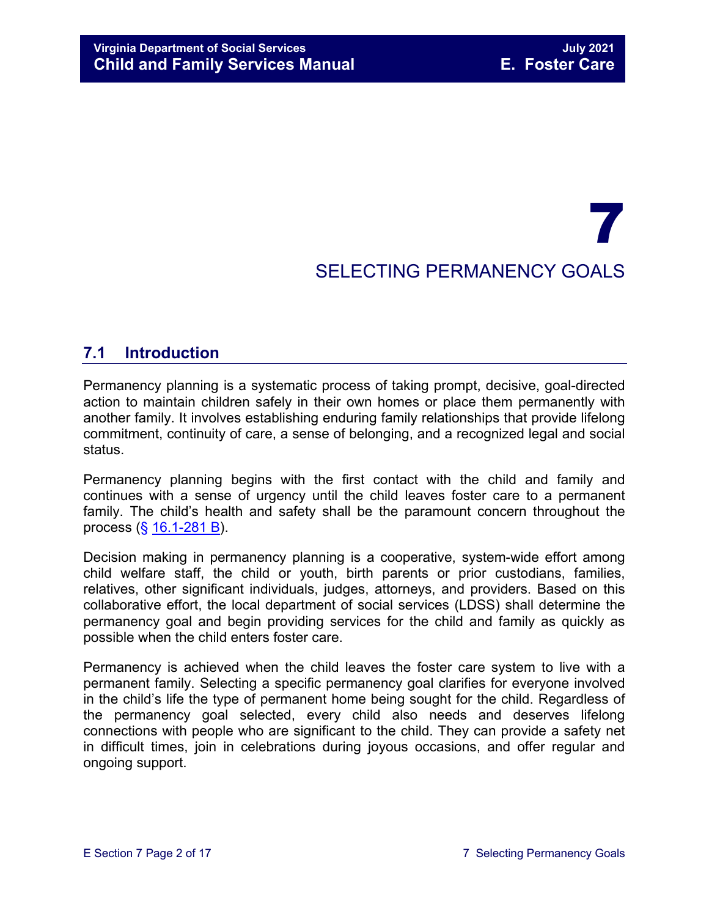# 7

# SELECTING PERMANENCY GOALS

## 7.1 Introduction

Permanency planning is a systematic process of taking prompt, decisive, goal-directed action to maintain children safely in their own homes or place them permanently with another family. It involves establishing enduring family relationships that provide lifelong commitment, continuity of care, a sense of belonging, and a recognized legal and social status.

Permanency planning begins with the first contact with the child and family and continues with a sense of urgency until the child leaves foster care to a permanent family. The child's health and safety shall be the paramount concern throughout the process (§ 16.1-281 B).

Decision making in permanency planning is a cooperative, system-wide effort among child welfare staff, the child or youth, birth parents or prior custodians, families, relatives, other significant individuals, judges, attorneys, and providers. Based on this collaborative effort, the local department of social services (LDSS) shall determine the permanency goal and begin providing services for the child and family as quickly as possible when the child enters foster care.

Permanency is achieved when the child leaves the foster care system to live with a permanent family. Selecting a specific permanency goal clarifies for everyone involved in the child's life the type of permanent home being sought for the child. Regardless of the permanency goal selected, every child also needs and deserves lifelong connections with people who are significant to the child. They can provide a safety net in difficult times, join in celebrations during joyous occasions, and offer regular and ongoing support.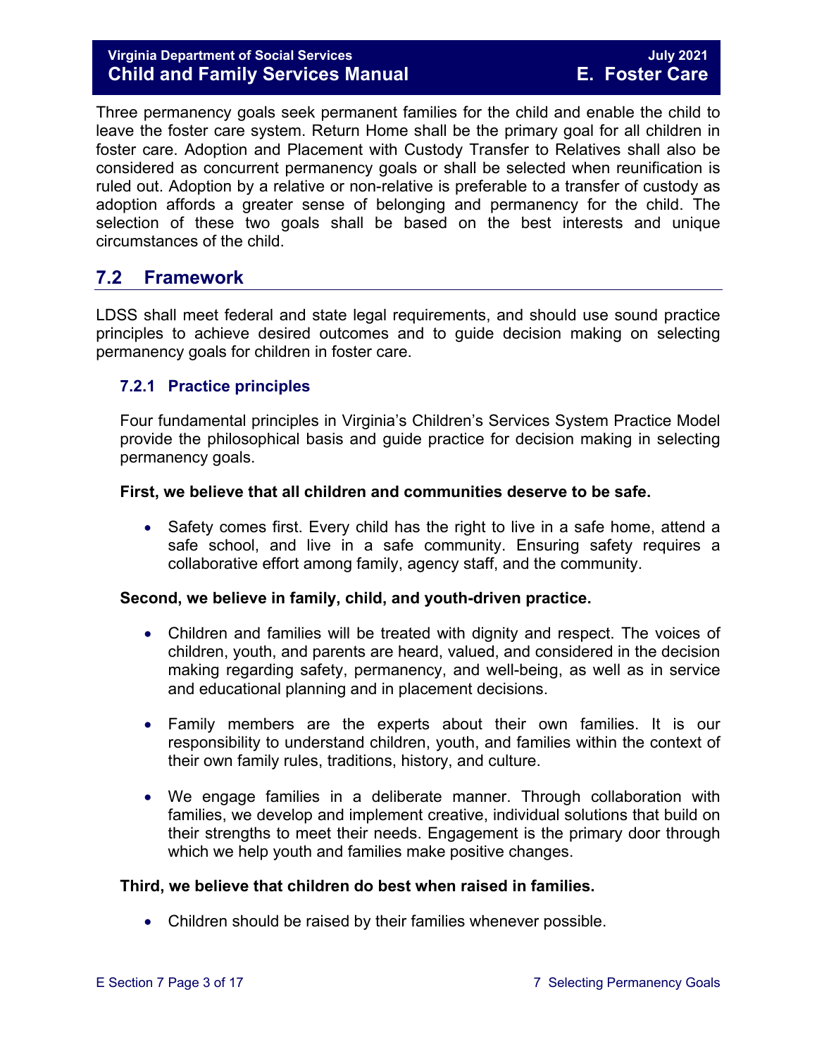Three permanency goals seek permanent families for the child and enable the child to leave the foster care system. Return Home shall be the primary goal for all children in foster care. Adoption and Placement with Custody Transfer to Relatives shall also be considered as concurrent permanency goals or shall be selected when reunification is ruled out. Adoption by a relative or non-relative is preferable to a transfer of custody as adoption affords a greater sense of belonging and permanency for the child. The selection of these two goals shall be based on the best interests and unique circumstances of the child.

## 7.2 Framework

LDSS shall meet federal and state legal requirements, and should use sound practice principles to achieve desired outcomes and to guide decision making on selecting permanency goals for children in foster care.

### 7.2.1 Practice principles

Four fundamental principles in Virginia's Children's Services System Practice Model provide the philosophical basis and guide practice for decision making in selecting permanency goals.

**First, we believe that all children and communities deserve to be safe.**

- Safety comes first. Every child has the right to live in a safe home, attend a safe school, and live in a safe community. Ensuring safety requires a collaborative effort among family, agency staff, and the community.

**Second, we believe in family, child, and youth-driven practice.**

- Children and families will be treated with dignity and respect. The voices of children, youth, and parents are heard, valued, and considered in the decision making regarding safety, permanency, and well-being, as well as in service and educational planning and in placement decisions.

- Family members are the experts about their own families. It is our responsibility to understand children, youth, and families within the context of their own family rules, traditions, history, and culture.

- We engage families in a deliberate manner. Through collaboration with families, we develop and implement creative, individual solutions that build on their strengths to meet their needs. Engagement is the primary door through which we help youth and families make positive changes.

**Third, we believe that children do best when raised in families.**

- Children should be raised by their families whenever possible.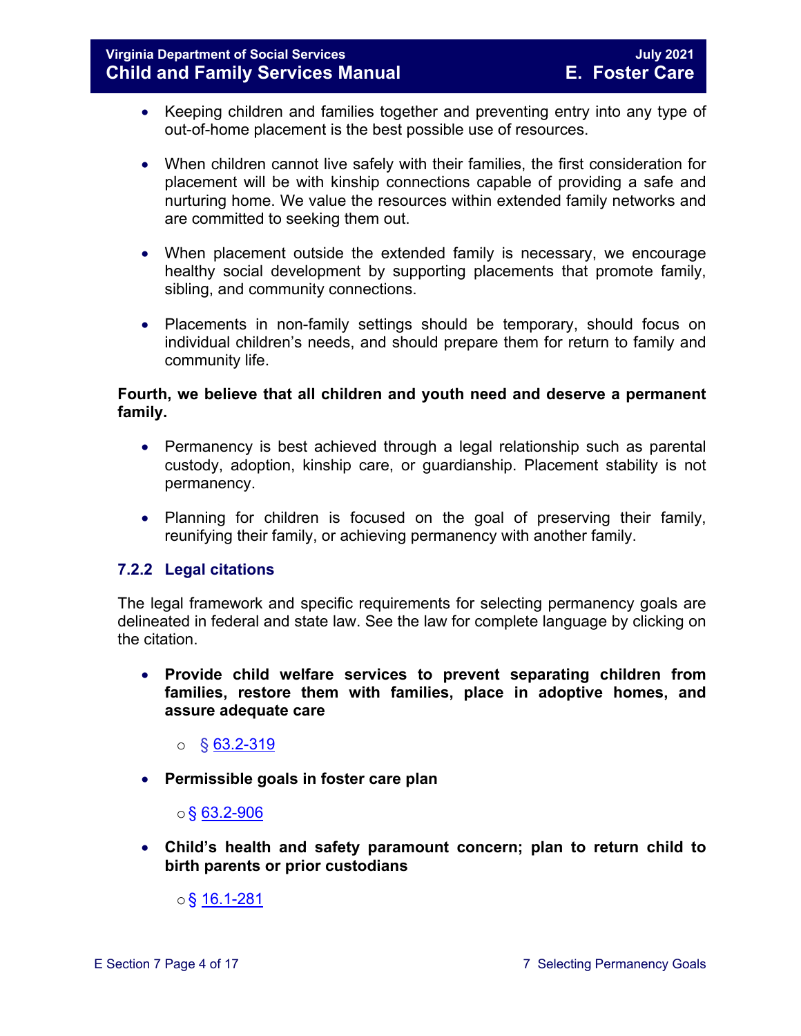- Keeping children and families together and preventing entry into any type of out-of-home placement is the best possible use of resources.

- When children cannot live safely with their families, the first consideration for placement will be with kinship connections capable of providing a safe and nurturing home. We value the resources within extended family networks and are committed to seeking them out.

- When placement outside the extended family is necessary, we encourage healthy social development by supporting placements that promote family, sibling, and community connections.

- Placements in non-family settings should be temporary, should focus on individual children's needs, and should prepare them for return to family and community life.

**Fourth, we believe that all children and youth need and deserve a permanent family.**

- Permanency is best achieved through a legal relationship such as parental custody, adoption, kinship care, or guardianship. Placement stability is not permanency.

- Planning for children is focused on the goal of preserving their family, reunifying their family, or achieving permanency with another family.

### 7.2.2 Legal citations

The legal framework and specific requirements for selecting permanency goals are delineated in federal and state law. See the law for complete language by clicking on the citation.

- **Provide child welfare services to prevent separating children from families, restore them with families, place in adoptive homes, and assure adequate care**
  - § 63.2-319

- **Permissible goals in foster care plan**
  - § 63.2-906

- **Child's health and safety paramount concern; plan to return child to birth parents or prior custodians**
  - § 16.1-281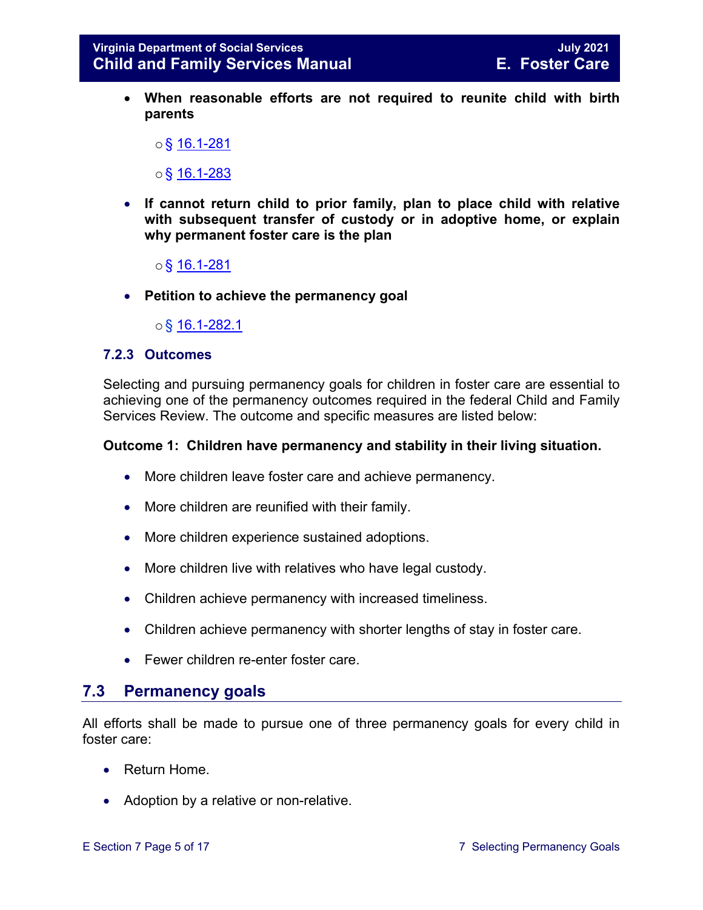- **When reasonable efforts are not required to reunite child with birth parents**

    - § 16.1-281

    - § 16.1-283

- **If cannot return child to prior family, plan to place child with relative with subsequent transfer of custody or in adoptive home, or explain why permanent foster care is the plan**

    - § 16.1-281

- **Petition to achieve the permanency goal**

    - § 16.1-282.1

### 7.2.3 Outcomes

Selecting and pursuing permanency goals for children in foster care are essential to achieving one of the permanency outcomes required in the federal Child and Family Services Review. The outcome and specific measures are listed below:

**Outcome 1: Children have permanency and stability in their living situation.**

- More children leave foster care and achieve permanency.

- More children are reunified with their family.

- More children experience sustained adoptions.

- More children live with relatives who have legal custody.

- Children achieve permanency with increased timeliness.

- Children achieve permanency with shorter lengths of stay in foster care.

- Fewer children re-enter foster care.

## 7.3 Permanency goals

All efforts shall be made to pursue one of three permanency goals for every child in foster care:

- Return Home.

- Adoption by a relative or non-relative.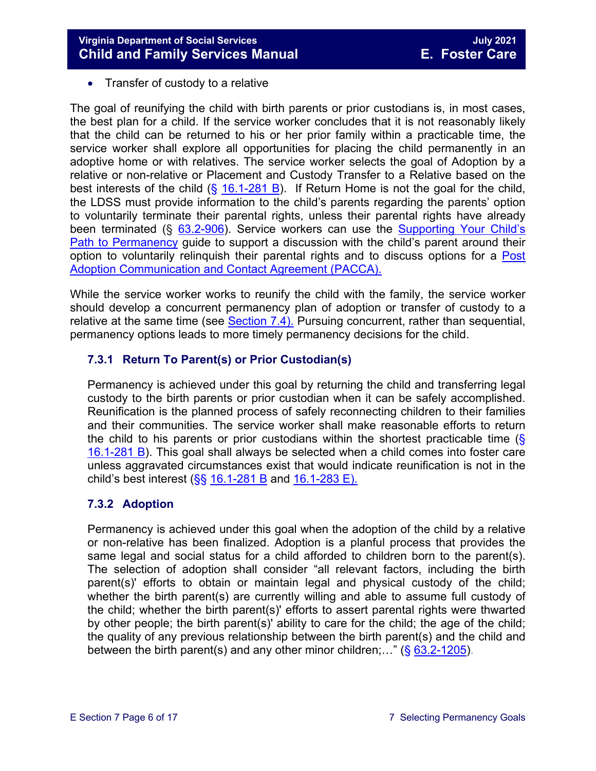- Transfer of custody to a relative

The goal of reunifying the child with birth parents or prior custodians is, in most cases, the best plan for a child. If the service worker concludes that it is not reasonably likely that the child can be returned to his or her prior family within a practicable time, the service worker shall explore all opportunities for placing the child permanently in an adoptive home or with relatives. The service worker selects the goal of Adoption by a relative or non-relative or Placement and Custody Transfer to a Relative based on the best interests of the child (§ 16.1-281 B). If Return Home is not the goal for the child, the LDSS must provide information to the child's parents regarding the parents' option to voluntarily terminate their parental rights, unless their parental rights have already been terminated (§ 63.2-906). Service workers can use the Supporting Your Child's Path to Permanency guide to support a discussion with the child's parent around their option to voluntarily relinquish their parental rights and to discuss options for a Post Adoption Communication and Contact Agreement (PACCA).

While the service worker works to reunify the child with the family, the service worker should develop a concurrent permanency plan of adoption or transfer of custody to a relative at the same time (see Section 7.4). Pursuing concurrent, rather than sequential, permanency options leads to more timely permanency decisions for the child.

### 7.3.1 Return To Parent(s) or Prior Custodian(s)

Permanency is achieved under this goal by returning the child and transferring legal custody to the birth parents or prior custodian when it can be safely accomplished. Reunification is the planned process of safely reconnecting children to their families and their communities. The service worker shall make reasonable efforts to return the child to his parents or prior custodians within the shortest practicable time (§ 16.1-281 B). This goal shall always be selected when a child comes into foster care unless aggravated circumstances exist that would indicate reunification is not in the child's best interest (§§ 16.1-281 B and 16.1-283 E).

### 7.3.2 Adoption

Permanency is achieved under this goal when the adoption of the child by a relative or non-relative has been finalized. Adoption is a planful process that provides the same legal and social status for a child afforded to children born to the parent(s). The selection of adoption shall consider "all relevant factors, including the birth parent(s)' efforts to obtain or maintain legal and physical custody of the child; whether the birth parent(s) are currently willing and able to assume full custody of the child; whether the birth parent(s)' efforts to assert parental rights were thwarted by other people; the birth parent(s)' ability to care for the child; the age of the child; the quality of any previous relationship between the birth parent(s) and the child and between the birth parent(s) and any other minor children;…" (§ 63.2-1205).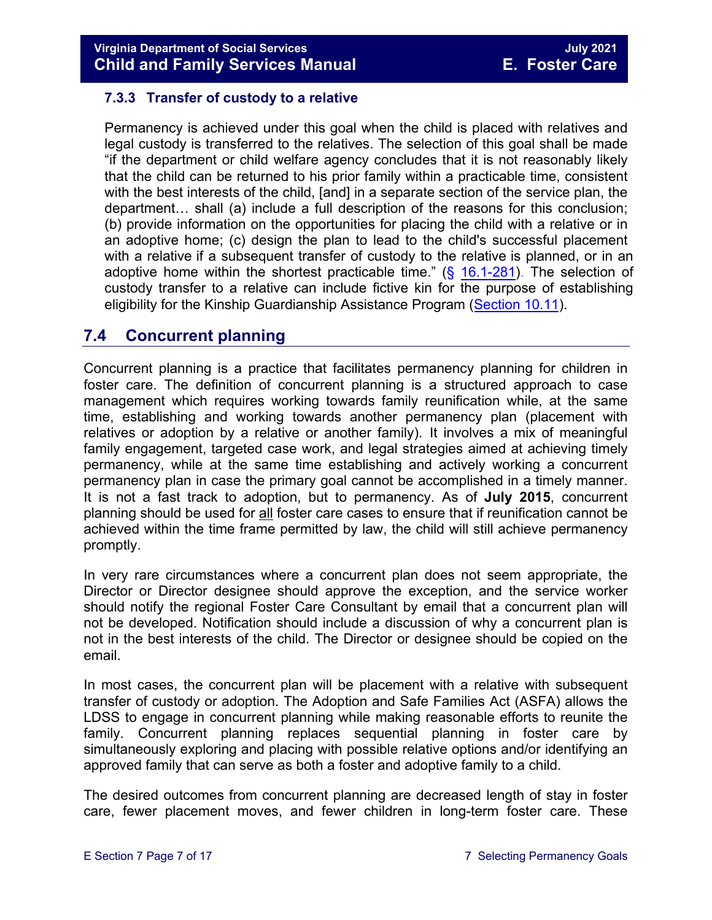### 7.3.3 Transfer of custody to a relative

Permanency is achieved under this goal when the child is placed with relatives and legal custody is transferred to the relatives. The selection of this goal shall be made "if the department or child welfare agency concludes that it is not reasonably likely that the child can be returned to his prior family within a practicable time, consistent with the best interests of the child, [and] in a separate section of the service plan, the department… shall (a) include a full description of the reasons for this conclusion; (b) provide information on the opportunities for placing the child with a relative or in an adoptive home; (c) design the plan to lead to the child's successful placement with a relative if a subsequent transfer of custody to the relative is planned, or in an adoptive home within the shortest practicable time." (§ 16.1-281). The selection of custody transfer to a relative can include fictive kin for the purpose of establishing eligibility for the Kinship Guardianship Assistance Program (Section 10.11).

## 7.4 Concurrent planning

Concurrent planning is a practice that facilitates permanency planning for children in foster care. The definition of concurrent planning is a structured approach to case management which requires working towards family reunification while, at the same time, establishing and working towards another permanency plan (placement with relatives or adoption by a relative or another family). It involves a mix of meaningful family engagement, targeted case work, and legal strategies aimed at achieving timely permanency, while at the same time establishing and actively working a concurrent permanency plan in case the primary goal cannot be accomplished in a timely manner. It is not a fast track to adoption, but to permanency. As of **July 2015**, concurrent planning should be used for all foster care cases to ensure that if reunification cannot be achieved within the time frame permitted by law, the child will still achieve permanency promptly.

In very rare circumstances where a concurrent plan does not seem appropriate, the Director or Director designee should approve the exception, and the service worker should notify the regional Foster Care Consultant by email that a concurrent plan will not be developed. Notification should include a discussion of why a concurrent plan is not in the best interests of the child. The Director or designee should be copied on the email.

In most cases, the concurrent plan will be placement with a relative with subsequent transfer of custody or adoption. The Adoption and Safe Families Act (ASFA) allows the LDSS to engage in concurrent planning while making reasonable efforts to reunite the family. Concurrent planning replaces sequential planning in foster care by simultaneously exploring and placing with possible relative options and/or identifying an approved family that can serve as both a foster and adoptive family to a child.

The desired outcomes from concurrent planning are decreased length of stay in foster care, fewer placement moves, and fewer children in long-term foster care. These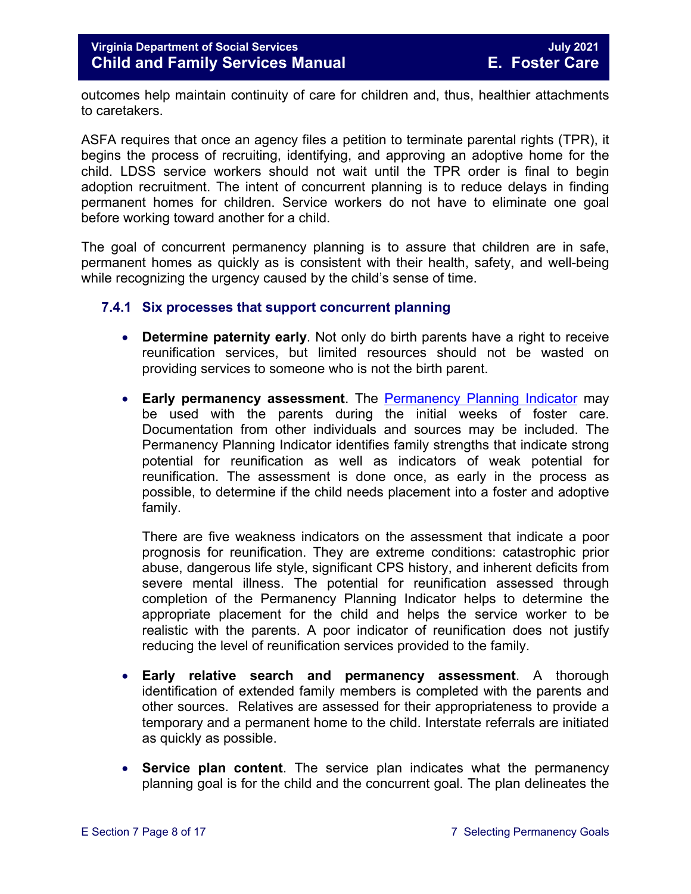outcomes help maintain continuity of care for children and, thus, healthier attachments to caretakers.

ASFA requires that once an agency files a petition to terminate parental rights (TPR), it begins the process of recruiting, identifying, and approving an adoptive home for the child. LDSS service workers should not wait until the TPR order is final to begin adoption recruitment. The intent of concurrent planning is to reduce delays in finding permanent homes for children. Service workers do not have to eliminate one goal before working toward another for a child.

The goal of concurrent permanency planning is to assure that children are in safe, permanent homes as quickly as is consistent with their health, safety, and well-being while recognizing the urgency caused by the child's sense of time.

### 7.4.1 Six processes that support concurrent planning

- **Determine paternity early**. Not only do birth parents have a right to receive reunification services, but limited resources should not be wasted on providing services to someone who is not the birth parent.

- **Early permanency assessment**. The Permanency Planning Indicator may be used with the parents during the initial weeks of foster care. Documentation from other individuals and sources may be included. The Permanency Planning Indicator identifies family strengths that indicate strong potential for reunification as well as indicators of weak potential for reunification. The assessment is done once, as early in the process as possible, to determine if the child needs placement into a foster and adoptive family.

  There are five weakness indicators on the assessment that indicate a poor prognosis for reunification. They are extreme conditions: catastrophic prior abuse, dangerous life style, significant CPS history, and inherent deficits from severe mental illness. The potential for reunification assessed through completion of the Permanency Planning Indicator helps to determine the appropriate placement for the child and helps the service worker to be realistic with the parents. A poor indicator of reunification does not justify reducing the level of reunification services provided to the family.

- **Early relative search and permanency assessment**. A thorough identification of extended family members is completed with the parents and other sources. Relatives are assessed for their appropriateness to provide a temporary and a permanent home to the child. Interstate referrals are initiated as quickly as possible.

- **Service plan content**. The service plan indicates what the permanency planning goal is for the child and the concurrent goal. The plan delineates the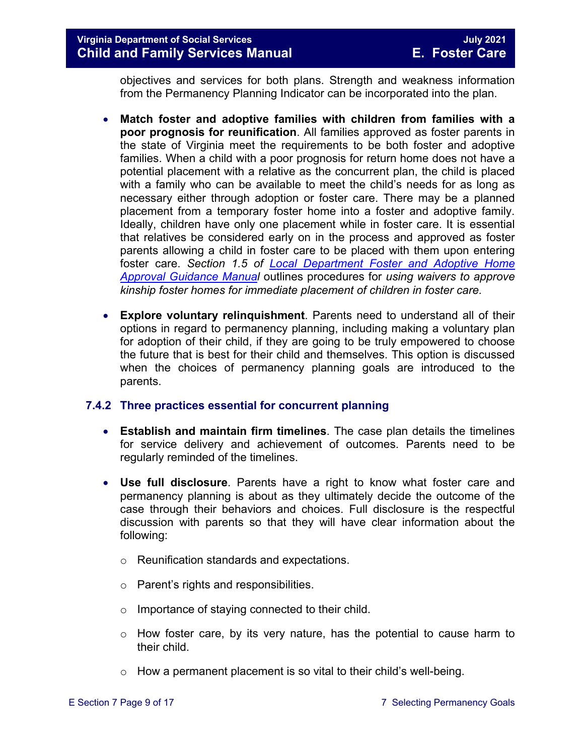objectives and services for both plans. Strength and weakness information from the Permanency Planning Indicator can be incorporated into the plan.

- **Match foster and adoptive families with children from families with a poor prognosis for reunification**. All families approved as foster parents in the state of Virginia meet the requirements to be both foster and adoptive families. When a child with a poor prognosis for return home does not have a potential placement with a relative as the concurrent plan, the child is placed with a family who can be available to meet the child's needs for as long as necessary either through adoption or foster care. There may be a planned placement from a temporary foster home into a foster and adoptive family. Ideally, children have only one placement while in foster care. It is essential that relatives be considered early on in the process and approved as foster parents allowing a child in foster care to be placed with them upon entering foster care. *Section 1.5 of [Local Department Foster and Adoptive Home Approval Guidance Manual](#)* outlines procedures for *using waivers to approve kinship foster homes for immediate placement of children in foster care.*

- **Explore voluntary relinquishment**. Parents need to understand all of their options in regard to permanency planning, including making a voluntary plan for adoption of their child, if they are going to be truly empowered to choose the future that is best for their child and themselves. This option is discussed when the choices of permanency planning goals are introduced to the parents.

### 7.4.2 Three practices essential for concurrent planning

- **Establish and maintain firm timelines**. The case plan details the timelines for service delivery and achievement of outcomes. Parents need to be regularly reminded of the timelines.

- **Use full disclosure**. Parents have a right to know what foster care and permanency planning is about as they ultimately decide the outcome of the case through their behaviors and choices. Full disclosure is the respectful discussion with parents so that they will have clear information about the following:

  - Reunification standards and expectations.
  - Parent's rights and responsibilities.
  - Importance of staying connected to their child.
  - How foster care, by its very nature, has the potential to cause harm to their child.
  - How a permanent placement is so vital to their child's well-being.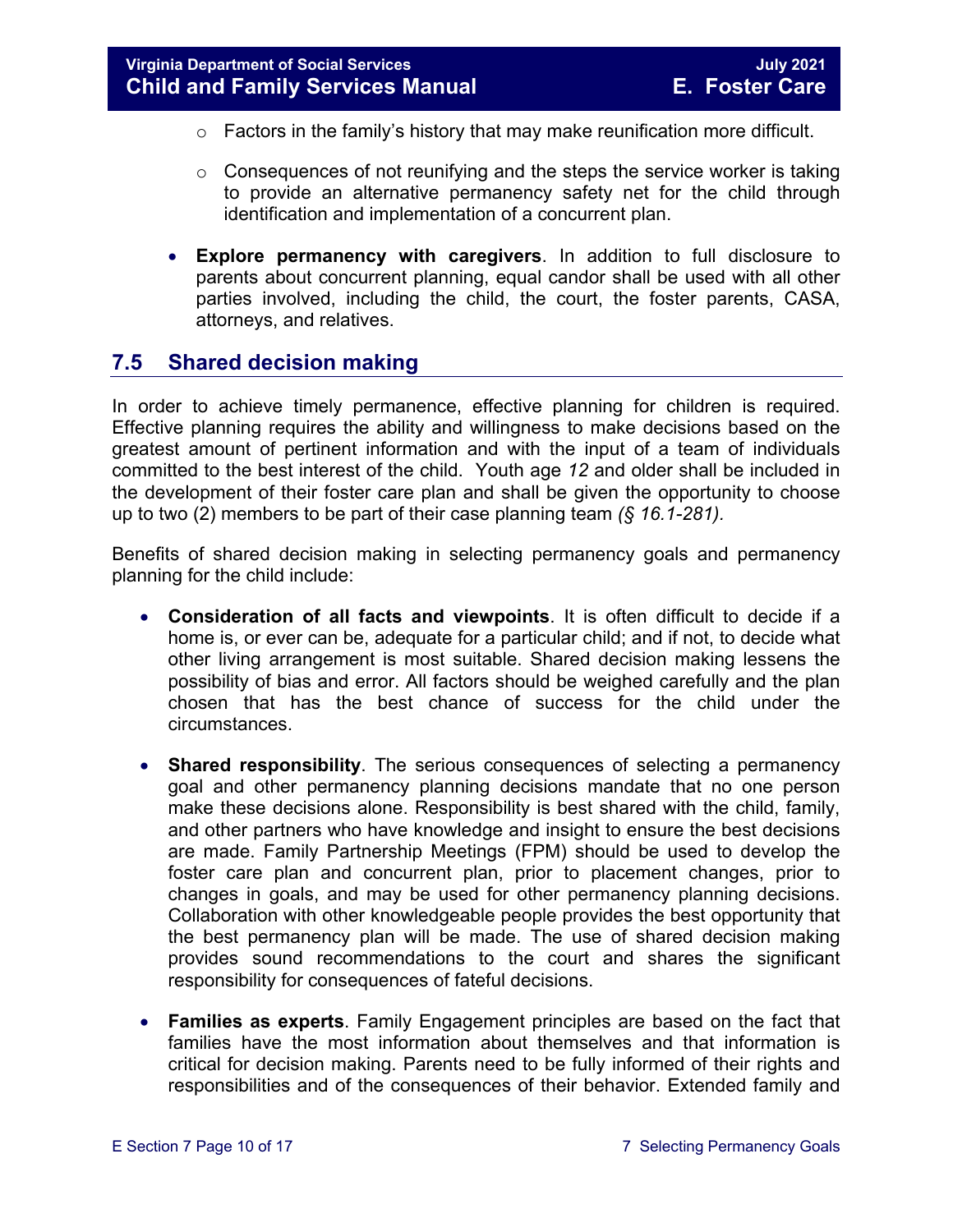- Factors in the family's history that may make reunification more difficult.
    - Consequences of not reunifying and the steps the service worker is taking to provide an alternative permanency safety net for the child through identification and implementation of a concurrent plan.

- **Explore permanency with caregivers**. In addition to full disclosure to parents about concurrent planning, equal candor shall be used with all other parties involved, including the child, the court, the foster parents, CASA, attorneys, and relatives.

## 7.5 Shared decision making

In order to achieve timely permanence, effective planning for children is required. Effective planning requires the ability and willingness to make decisions based on the greatest amount of pertinent information and with the input of a team of individuals committed to the best interest of the child. Youth age *12* and older shall be included in the development of their foster care plan and shall be given the opportunity to choose up to two (2) members to be part of their case planning team *(§ 16.1-281).*

Benefits of shared decision making in selecting permanency goals and permanency planning for the child include:

- **Consideration of all facts and viewpoints**. It is often difficult to decide if a home is, or ever can be, adequate for a particular child; and if not, to decide what other living arrangement is most suitable. Shared decision making lessens the possibility of bias and error. All factors should be weighed carefully and the plan chosen that has the best chance of success for the child under the circumstances.

- **Shared responsibility**. The serious consequences of selecting a permanency goal and other permanency planning decisions mandate that no one person make these decisions alone. Responsibility is best shared with the child, family, and other partners who have knowledge and insight to ensure the best decisions are made. Family Partnership Meetings (FPM) should be used to develop the foster care plan and concurrent plan, prior to placement changes, prior to changes in goals, and may be used for other permanency planning decisions. Collaboration with other knowledgeable people provides the best opportunity that the best permanency plan will be made. The use of shared decision making provides sound recommendations to the court and shares the significant responsibility for consequences of fateful decisions.

- **Families as experts**. Family Engagement principles are based on the fact that families have the most information about themselves and that information is critical for decision making. Parents need to be fully informed of their rights and responsibilities and of the consequences of their behavior. Extended family and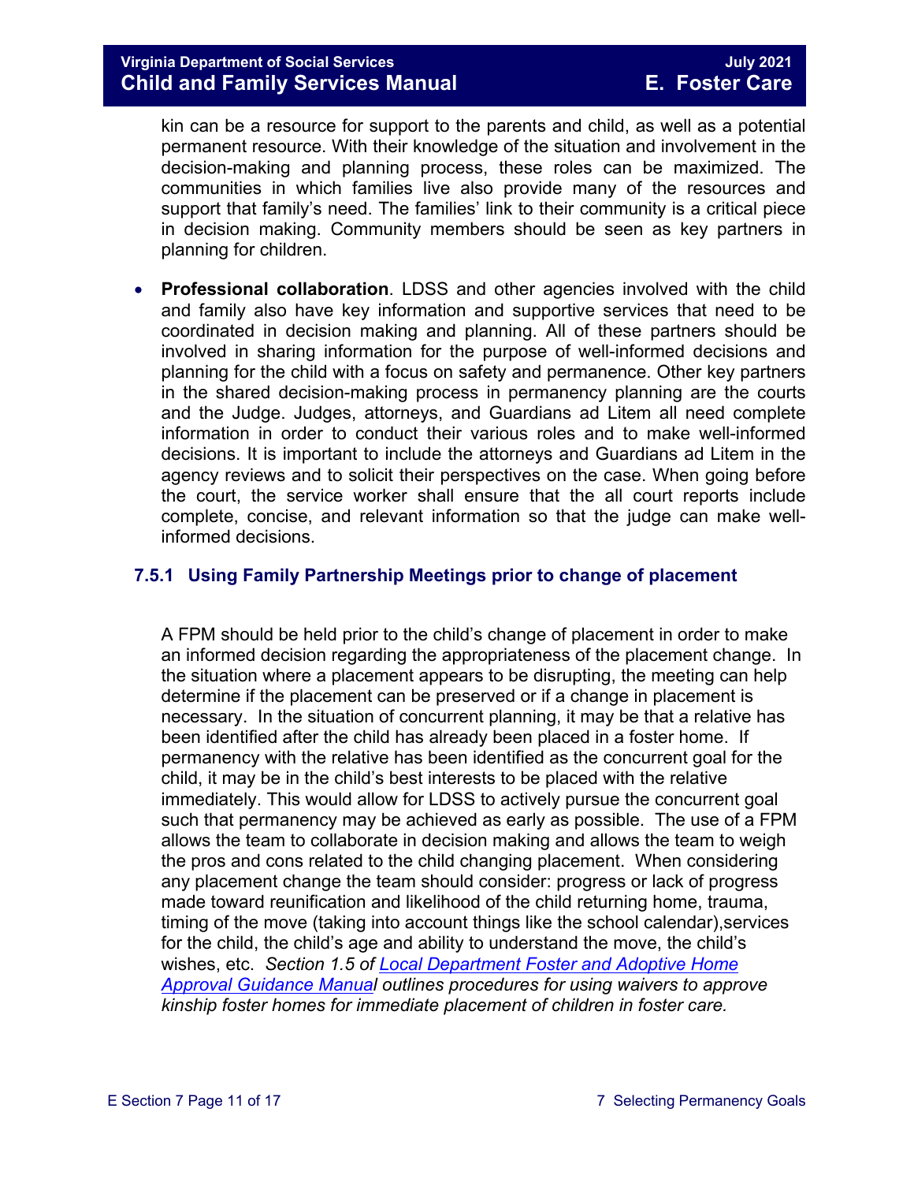kin can be a resource for support to the parents and child, as well as a potential permanent resource. With their knowledge of the situation and involvement in the decision-making and planning process, these roles can be maximized. The communities in which families live also provide many of the resources and support that family's need. The families' link to their community is a critical piece in decision making. Community members should be seen as key partners in planning for children.

- **Professional collaboration**. LDSS and other agencies involved with the child and family also have key information and supportive services that need to be coordinated in decision making and planning. All of these partners should be involved in sharing information for the purpose of well-informed decisions and planning for the child with a focus on safety and permanence. Other key partners in the shared decision-making process in permanency planning are the courts and the Judge. Judges, attorneys, and Guardians ad Litem all need complete information in order to conduct their various roles and to make well-informed decisions. It is important to include the attorneys and Guardians ad Litem in the agency reviews and to solicit their perspectives on the case. When going before the court, the service worker shall ensure that the all court reports include complete, concise, and relevant information so that the judge can make well-informed decisions.

### 7.5.1 Using Family Partnership Meetings prior to change of placement

A FPM should be held prior to the child's change of placement in order to make an informed decision regarding the appropriateness of the placement change. In the situation where a placement appears to be disrupting, the meeting can help determine if the placement can be preserved or if a change in placement is necessary. In the situation of concurrent planning, it may be that a relative has been identified after the child has already been placed in a foster home. If permanency with the relative has been identified as the concurrent goal for the child, it may be in the child's best interests to be placed with the relative immediately. This would allow for LDSS to actively pursue the concurrent goal such that permanency may be achieved as early as possible. The use of a FPM allows the team to collaborate in decision making and allows the team to weigh the pros and cons related to the child changing placement. When considering any placement change the team should consider: progress or lack of progress made toward reunification and likelihood of the child returning home, trauma, timing of the move (taking into account things like the school calendar),services for the child, the child's age and ability to understand the move, the child's wishes, etc. *Section 1.5 of Local Department Foster and Adoptive Home Approval Guidance Manual outlines procedures for using waivers to approve kinship foster homes for immediate placement of children in foster care.*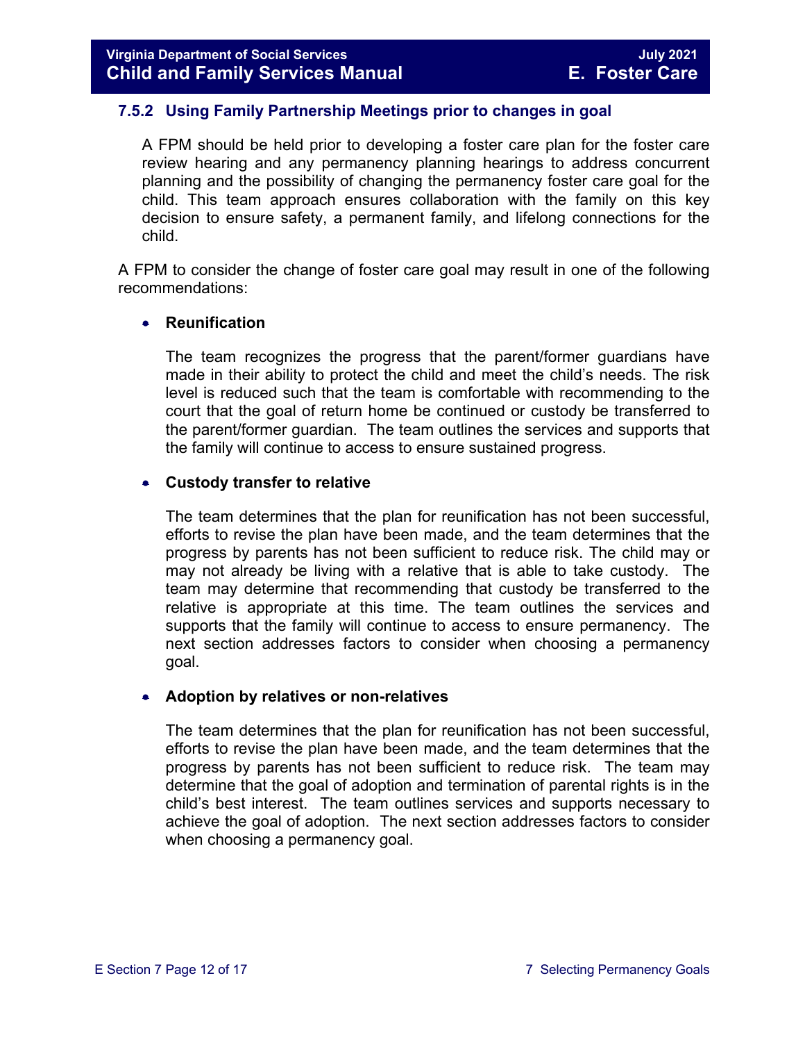### 7.5.2 Using Family Partnership Meetings prior to changes in goal

A FPM should be held prior to developing a foster care plan for the foster care review hearing and any permanency planning hearings to address concurrent planning and the possibility of changing the permanency foster care goal for the child. This team approach ensures collaboration with the family on this key decision to ensure safety, a permanent family, and lifelong connections for the child.

A FPM to consider the change of foster care goal may result in one of the following recommendations:

- **Reunification**

  The team recognizes the progress that the parent/former guardians have made in their ability to protect the child and meet the child's needs. The risk level is reduced such that the team is comfortable with recommending to the court that the goal of return home be continued or custody be transferred to the parent/former guardian. The team outlines the services and supports that the family will continue to access to ensure sustained progress.

- **Custody transfer to relative**

  The team determines that the plan for reunification has not been successful, efforts to revise the plan have been made, and the team determines that the progress by parents has not been sufficient to reduce risk. The child may or may not already be living with a relative that is able to take custody. The team may determine that recommending that custody be transferred to the relative is appropriate at this time. The team outlines the services and supports that the family will continue to access to ensure permanency. The next section addresses factors to consider when choosing a permanency goal.

- **Adoption by relatives or non-relatives**

  The team determines that the plan for reunification has not been successful, efforts to revise the plan have been made, and the team determines that the progress by parents has not been sufficient to reduce risk. The team may determine that the goal of adoption and termination of parental rights is in the child's best interest. The team outlines services and supports necessary to achieve the goal of adoption. The next section addresses factors to consider when choosing a permanency goal.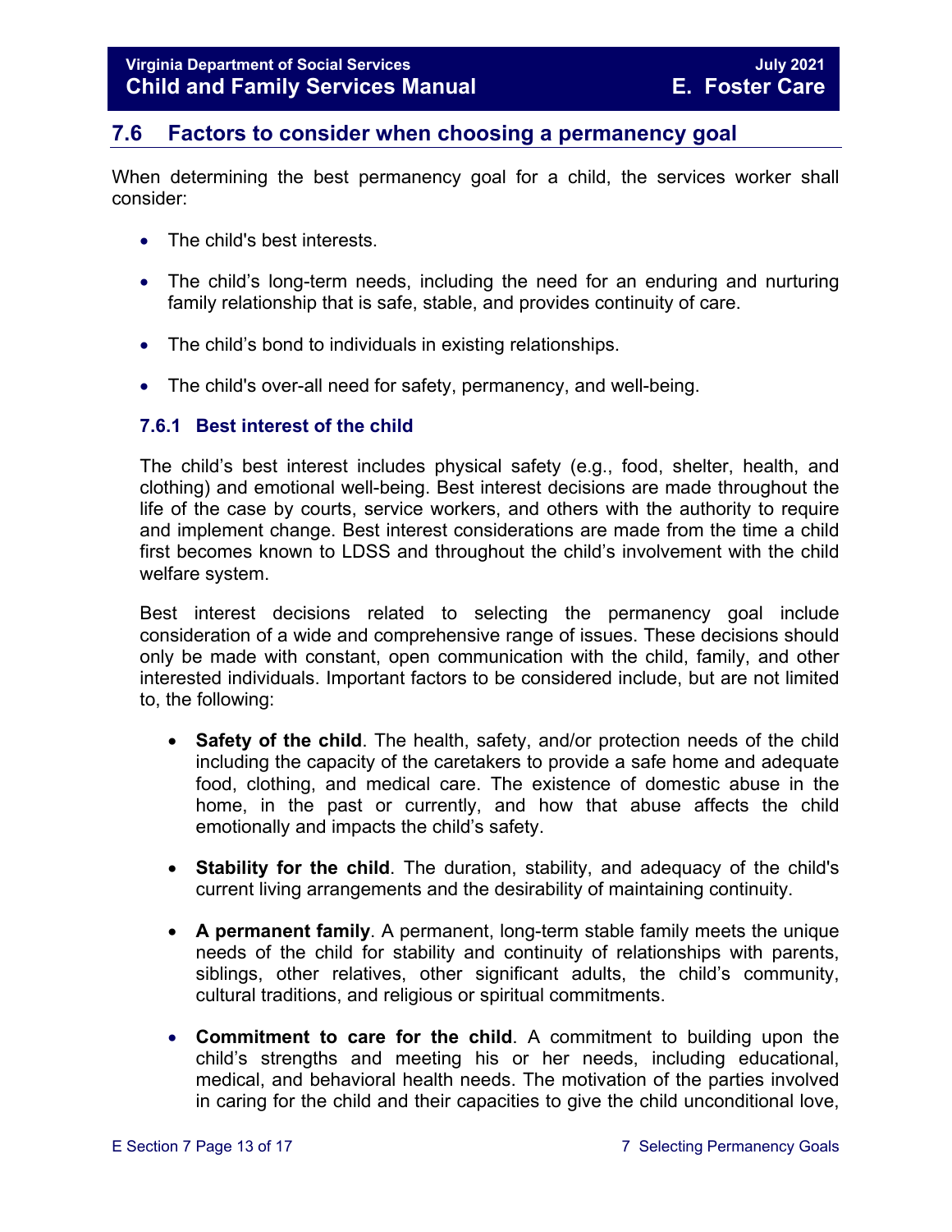## 7.6 Factors to consider when choosing a permanency goal

When determining the best permanency goal for a child, the services worker shall consider:

- The child's best interests.
- The child's long-term needs, including the need for an enduring and nurturing family relationship that is safe, stable, and provides continuity of care.
- The child's bond to individuals in existing relationships.
- The child's over-all need for safety, permanency, and well-being.

### 7.6.1 Best interest of the child

The child's best interest includes physical safety (e.g., food, shelter, health, and clothing) and emotional well-being. Best interest decisions are made throughout the life of the case by courts, service workers, and others with the authority to require and implement change. Best interest considerations are made from the time a child first becomes known to LDSS and throughout the child's involvement with the child welfare system.

Best interest decisions related to selecting the permanency goal include consideration of a wide and comprehensive range of issues. These decisions should only be made with constant, open communication with the child, family, and other interested individuals. Important factors to be considered include, but are not limited to, the following:

- **Safety of the child**. The health, safety, and/or protection needs of the child including the capacity of the caretakers to provide a safe home and adequate food, clothing, and medical care. The existence of domestic abuse in the home, in the past or currently, and how that abuse affects the child emotionally and impacts the child's safety.
- **Stability for the child**. The duration, stability, and adequacy of the child's current living arrangements and the desirability of maintaining continuity.
- **A permanent family**. A permanent, long-term stable family meets the unique needs of the child for stability and continuity of relationships with parents, siblings, other relatives, other significant adults, the child's community, cultural traditions, and religious or spiritual commitments.
- **Commitment to care for the child**. A commitment to building upon the child's strengths and meeting his or her needs, including educational, medical, and behavioral health needs. The motivation of the parties involved in caring for the child and their capacities to give the child unconditional love,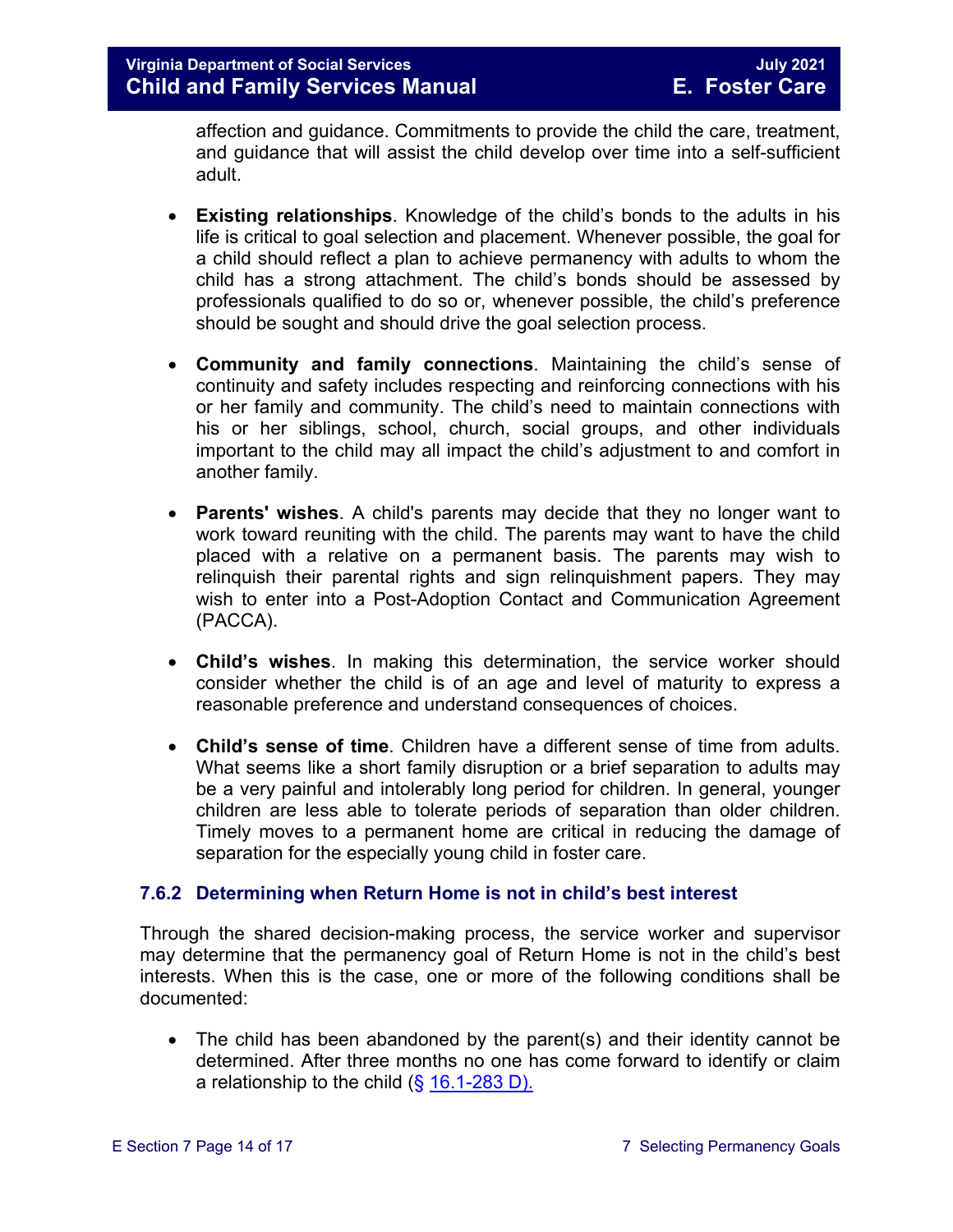affection and guidance. Commitments to provide the child the care, treatment, and guidance that will assist the child develop over time into a self-sufficient adult.

- **Existing relationships**. Knowledge of the child's bonds to the adults in his life is critical to goal selection and placement. Whenever possible, the goal for a child should reflect a plan to achieve permanency with adults to whom the child has a strong attachment. The child's bonds should be assessed by professionals qualified to do so or, whenever possible, the child's preference should be sought and should drive the goal selection process.

- **Community and family connections**. Maintaining the child's sense of continuity and safety includes respecting and reinforcing connections with his or her family and community. The child's need to maintain connections with his or her siblings, school, church, social groups, and other individuals important to the child may all impact the child's adjustment to and comfort in another family.

- **Parents' wishes**. A child's parents may decide that they no longer want to work toward reuniting with the child. The parents may want to have the child placed with a relative on a permanent basis. The parents may wish to relinquish their parental rights and sign relinquishment papers. They may wish to enter into a Post-Adoption Contact and Communication Agreement (PACCA).

- **Child's wishes**. In making this determination, the service worker should consider whether the child is of an age and level of maturity to express a reasonable preference and understand consequences of choices.

- **Child's sense of time**. Children have a different sense of time from adults. What seems like a short family disruption or a brief separation to adults may be a very painful and intolerably long period for children. In general, younger children are less able to tolerate periods of separation than older children. Timely moves to a permanent home are critical in reducing the damage of separation for the especially young child in foster care.

### 7.6.2 Determining when Return Home is not in child's best interest

Through the shared decision-making process, the service worker and supervisor may determine that the permanency goal of Return Home is not in the child's best interests. When this is the case, one or more of the following conditions shall be documented:

- The child has been abandoned by the parent(s) and their identity cannot be determined. After three months no one has come forward to identify or claim a relationship to the child (§ 16.1-283 D).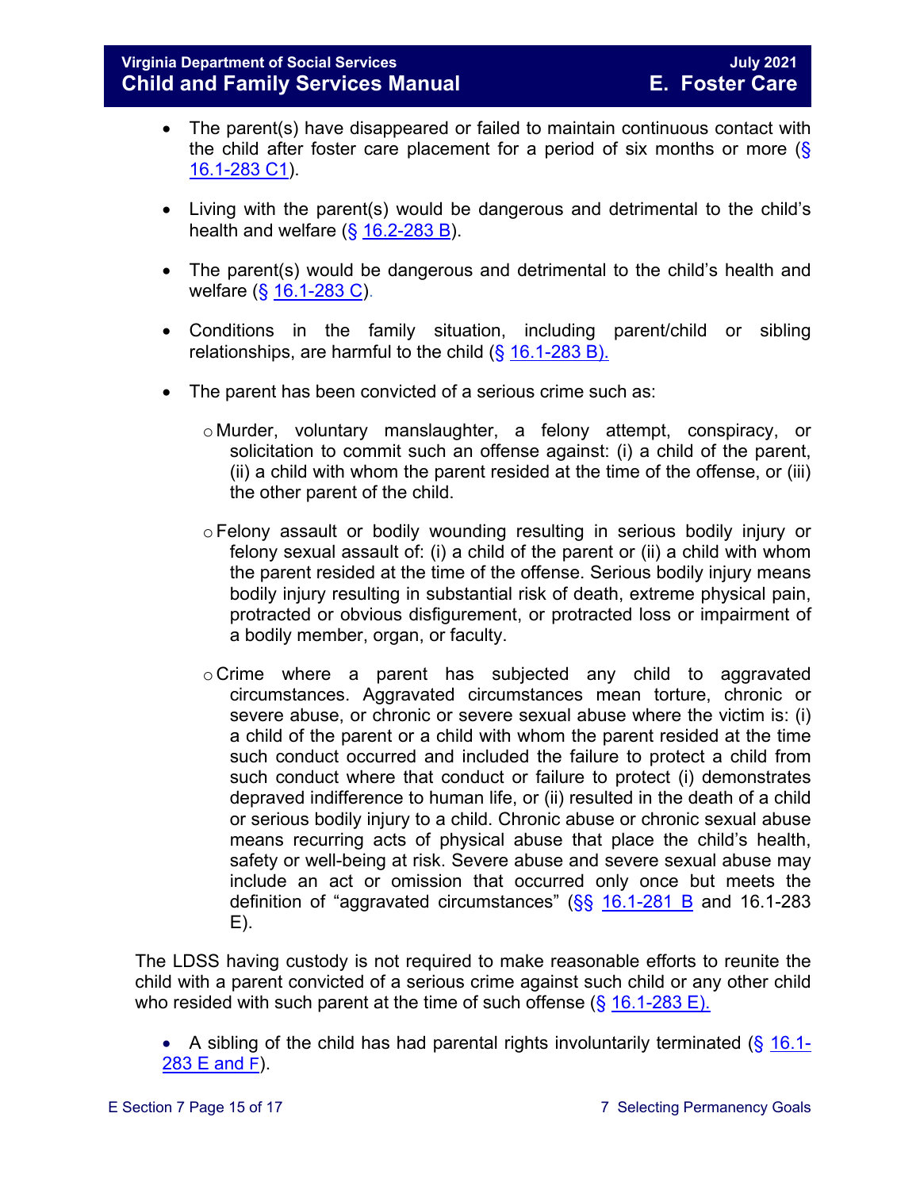- The parent(s) have disappeared or failed to maintain continuous contact with the child after foster care placement for a period of six months or more (§ 16.1-283 C1).

- Living with the parent(s) would be dangerous and detrimental to the child's health and welfare (§ 16.2-283 B).

- The parent(s) would be dangerous and detrimental to the child's health and welfare (§ 16.1-283 C).

- Conditions in the family situation, including parent/child or sibling relationships, are harmful to the child (§ 16.1-283 B).

- The parent has been convicted of a serious crime such as:

  - Murder, voluntary manslaughter, a felony attempt, conspiracy, or solicitation to commit such an offense against: (i) a child of the parent, (ii) a child with whom the parent resided at the time of the offense, or (iii) the other parent of the child.

  - Felony assault or bodily wounding resulting in serious bodily injury or felony sexual assault of: (i) a child of the parent or (ii) a child with whom the parent resided at the time of the offense. Serious bodily injury means bodily injury resulting in substantial risk of death, extreme physical pain, protracted or obvious disfigurement, or protracted loss or impairment of a bodily member, organ, or faculty.

  - Crime where a parent has subjected any child to aggravated circumstances. Aggravated circumstances mean torture, chronic or severe abuse, or chronic or severe sexual abuse where the victim is: (i) a child of the parent or a child with whom the parent resided at the time such conduct occurred and included the failure to protect a child from such conduct where that conduct or failure to protect (i) demonstrates depraved indifference to human life, or (ii) resulted in the death of a child or serious bodily injury to a child. Chronic abuse or chronic sexual abuse means recurring acts of physical abuse that place the child's health, safety or well-being at risk. Severe abuse and severe sexual abuse may include an act or omission that occurred only once but meets the definition of "aggravated circumstances" (§§ 16.1-281 B and 16.1-283 E).

The LDSS having custody is not required to make reasonable efforts to reunite the child with a parent convicted of a serious crime against such child or any other child who resided with such parent at the time of such offense (§ 16.1-283 E).

- A sibling of the child has had parental rights involuntarily terminated (§ 16.1-283 E and F).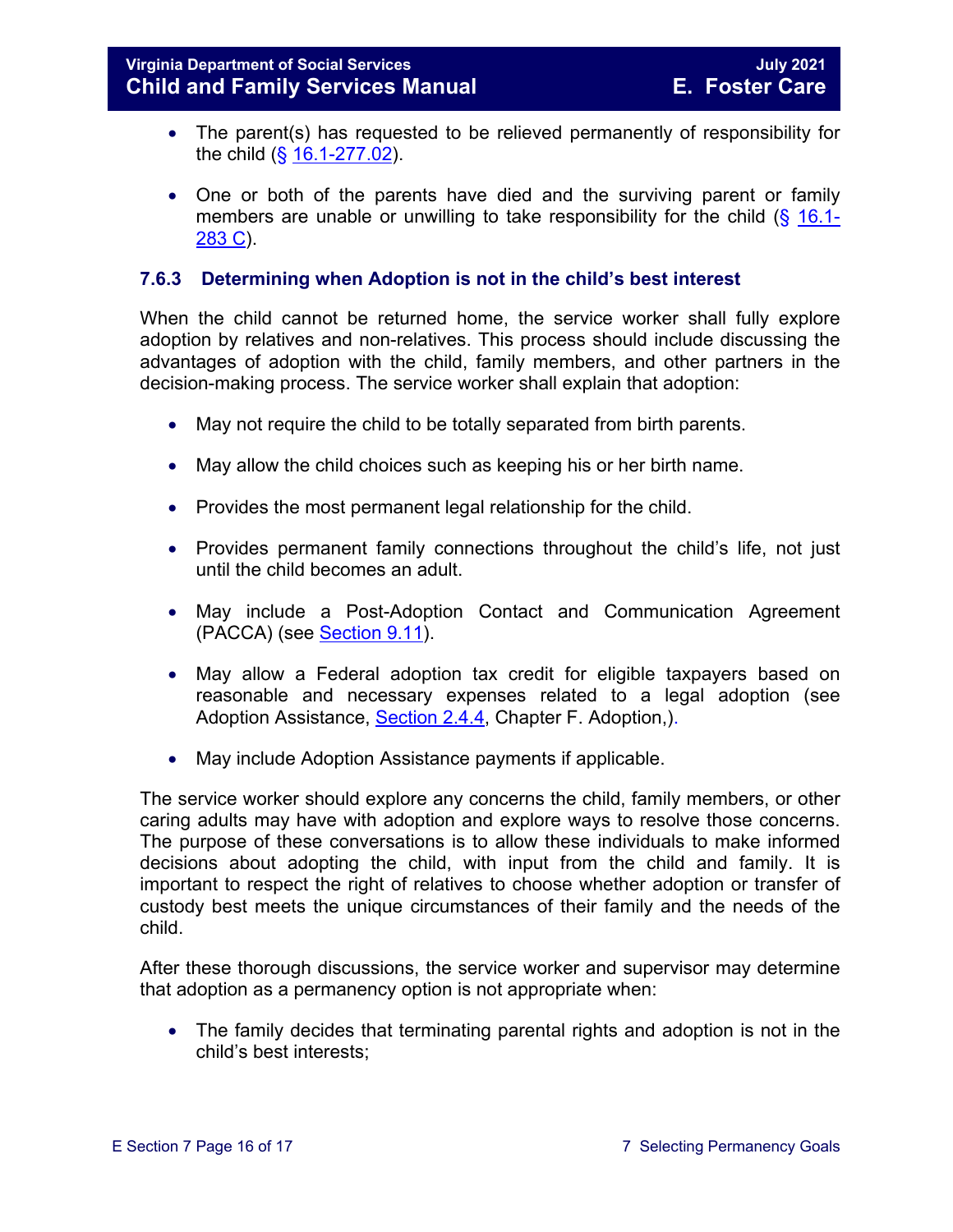- The parent(s) has requested to be relieved permanently of responsibility for the child (§ 16.1-277.02).

- One or both of the parents have died and the surviving parent or family members are unable or unwilling to take responsibility for the child (§ 16.1-283 C).

### 7.6.3 Determining when Adoption is not in the child's best interest

When the child cannot be returned home, the service worker shall fully explore adoption by relatives and non-relatives. This process should include discussing the advantages of adoption with the child, family members, and other partners in the decision-making process. The service worker shall explain that adoption:

- May not require the child to be totally separated from birth parents.

- May allow the child choices such as keeping his or her birth name.

- Provides the most permanent legal relationship for the child.

- Provides permanent family connections throughout the child's life, not just until the child becomes an adult.

- May include a Post-Adoption Contact and Communication Agreement (PACCA) (see Section 9.11).

- May allow a Federal adoption tax credit for eligible taxpayers based on reasonable and necessary expenses related to a legal adoption (see Adoption Assistance, Section 2.4.4, Chapter F. Adoption,).

- May include Adoption Assistance payments if applicable.

The service worker should explore any concerns the child, family members, or other caring adults may have with adoption and explore ways to resolve those concerns. The purpose of these conversations is to allow these individuals to make informed decisions about adopting the child, with input from the child and family. It is important to respect the right of relatives to choose whether adoption or transfer of custody best meets the unique circumstances of their family and the needs of the child.

After these thorough discussions, the service worker and supervisor may determine that adoption as a permanency option is not appropriate when:

- The family decides that terminating parental rights and adoption is not in the child's best interests;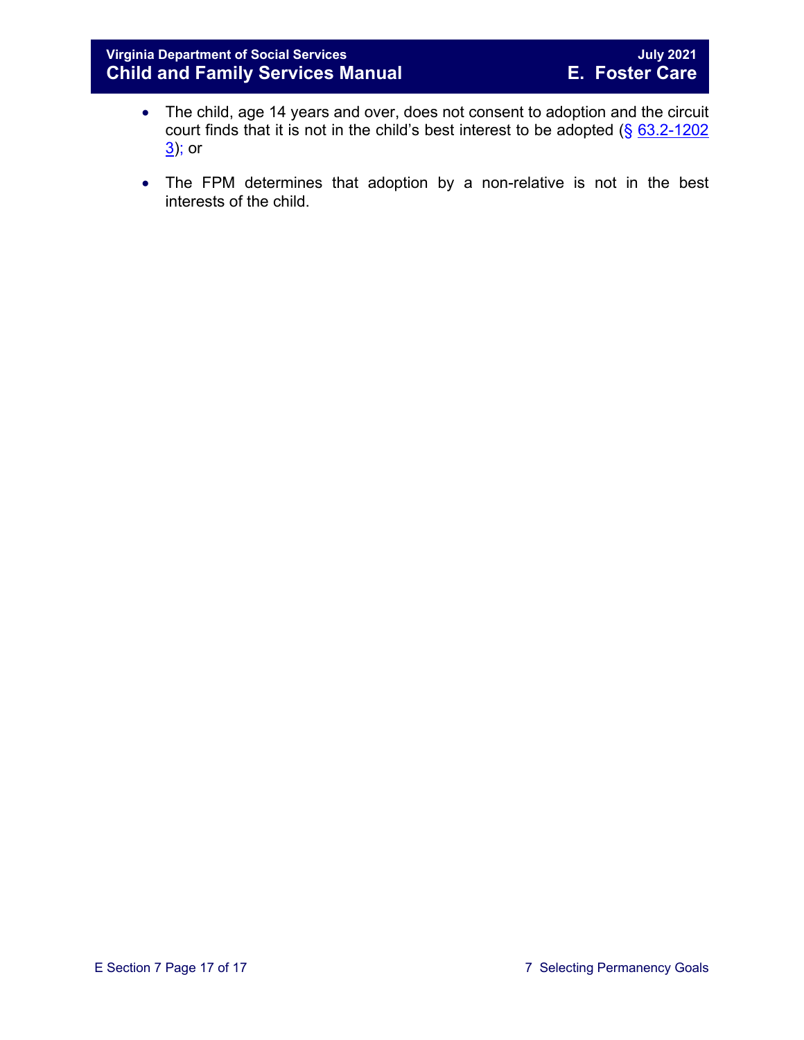- The child, age 14 years and over, does not consent to adoption and the circuit court finds that it is not in the child's best interest to be adopted (§ 63.2-1202 3); or

- The FPM determines that adoption by a non-relative is not in the best interests of the child.